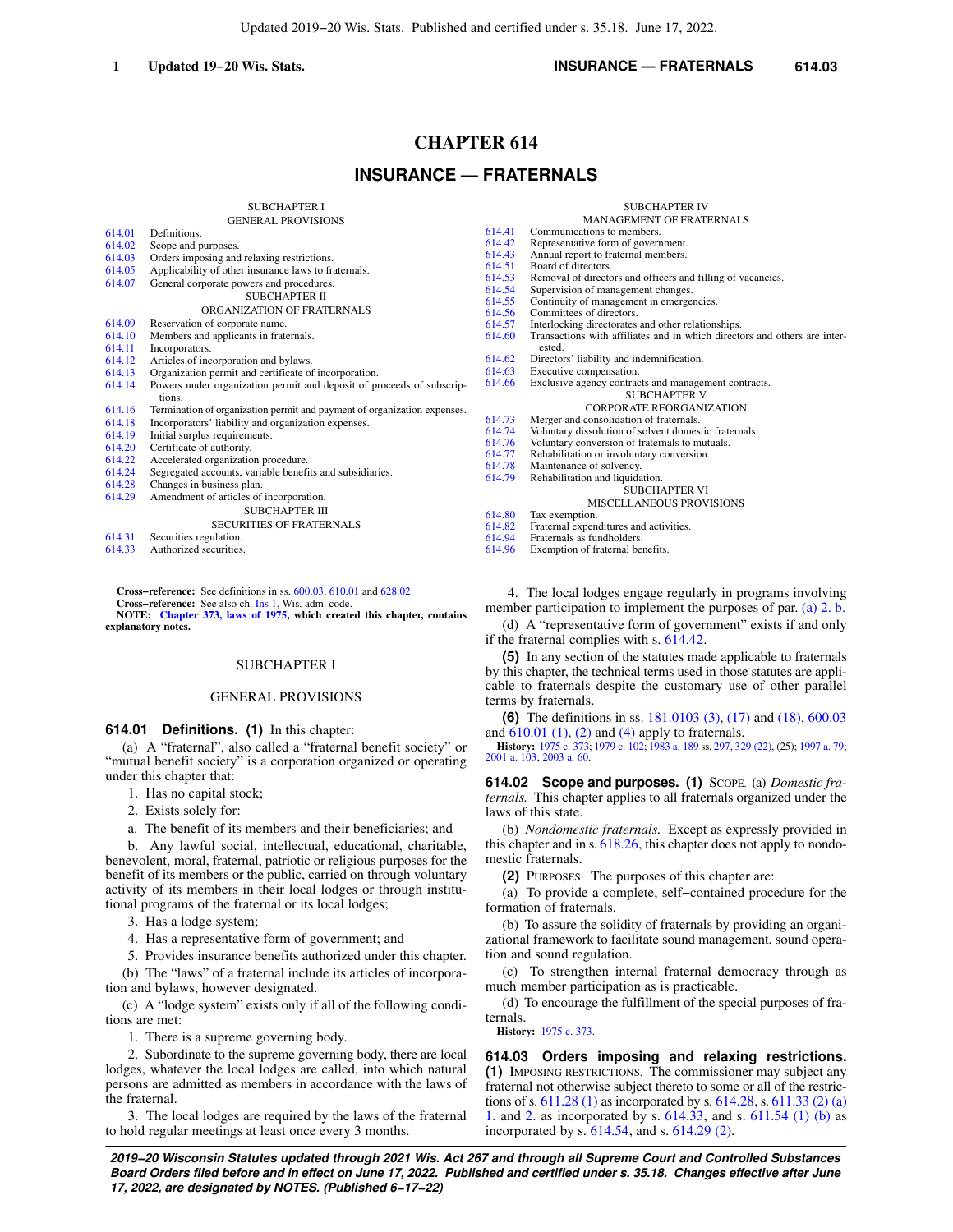# CHAPTER 614

# INSURANCE — FRATERNALS

SUBCHAPTER I
GENERAL PROVISIONS

614.01 Definitions.
614.02 Scope and purposes.
614.03 Orders imposing and relaxing restrictions.
614.05 Applicability of other insurance laws to fraternals.
614.07 General corporate powers and procedures.

SUBCHAPTER II
ORGANIZATION OF FRATERNALS

614.09 Reservation of corporate name.
614.10 Members and applicants in fraternals.
614.11 Incorporators.
614.12 Articles of incorporation and bylaws.
614.13 Organization permit and certificate of incorporation.
614.14 Powers under organization permit and deposit of proceeds of subscriptions.
614.16 Termination of organization permit and payment of organization expenses.
614.18 Incorporators' liability and organization expenses.
614.19 Initial surplus requirements.
614.20 Certificate of authority.
614.22 Accelerated organization procedure.
614.24 Segregated accounts, variable benefits and subsidiaries.
614.28 Changes in business plan.
614.29 Amendment of articles of incorporation.

SUBCHAPTER III
SECURITIES OF FRATERNALS

614.31 Securities regulation.
614.33 Authorized securities.

SUBCHAPTER IV
MANAGEMENT OF FRATERNALS

614.41 Communications to members.
614.42 Representative form of government.
614.43 Annual report to fraternal members.
614.51 Board of directors.
614.53 Removal of directors and officers and filling of vacancies.
614.54 Supervision of management changes.
614.55 Continuity of management in emergencies.
614.56 Committees of directors.
614.57 Interlocking directorates and other relationships.
614.60 Transactions with affiliates and in which directors and others are interested.
614.62 Directors' liability and indemnification.
614.63 Executive compensation.
614.66 Exclusive agency contracts and management contracts.

SUBCHAPTER V
CORPORATE REORGANIZATION

614.73 Merger and consolidation of fraternals.
614.74 Voluntary dissolution of solvent domestic fraternals.
614.76 Voluntary conversion of fraternals to mutuals.
614.77 Rehabilitation or involuntary conversion.
614.78 Maintenance of solvency.
614.79 Rehabilitation and liquidation.

SUBCHAPTER VI
MISCELLANEOUS PROVISIONS

614.80 Tax exemption.
614.82 Fraternal expenditures and activities.
614.94 Fraternals as fundholders.
614.96 Exemption of fraternal benefits.

---

**Cross-reference:** See definitions in ss. 600.03, 610.01 and 628.02.

**Cross-reference:** See also ch. Ins 1, Wis. adm. code.

**NOTE: Chapter 373, laws of 1975, which created this chapter, contains explanatory notes.**

## SUBCHAPTER I

## GENERAL PROVISIONS

**614.01 Definitions. (1)** In this chapter:

(a) A "fraternal", also called a "fraternal benefit society" or "mutual benefit society" is a corporation organized or operating under this chapter that:

1. Has no capital stock;

2. Exists solely for:

a. The benefit of its members and their beneficiaries; and

b. Any lawful social, intellectual, educational, charitable, benevolent, moral, fraternal, patriotic or religious purposes for the benefit of its members or the public, carried on through voluntary activity of its members in their local lodges or through institutional programs of the fraternal or its local lodges;

3. Has a lodge system;

4. Has a representative form of government; and

5. Provides insurance benefits authorized under this chapter.

(b) The "laws" of a fraternal include its articles of incorporation and bylaws, however designated.

(c) A "lodge system" exists only if all of the following conditions are met:

1. There is a supreme governing body.

2. Subordinate to the supreme governing body, there are local lodges, whatever the local lodges are called, into which natural persons are admitted as members in accordance with the laws of the fraternal.

3. The local lodges are required by the laws of the fraternal to hold regular meetings at least once every 3 months.

4. The local lodges engage regularly in programs involving member participation to implement the purposes of par. (a) 2. b.

(d) A "representative form of government" exists if and only if the fraternal complies with s. 614.42.

**(5)** In any section of the statutes made applicable to fraternals by this chapter, the technical terms used in those statutes are applicable to fraternals despite the customary use of other parallel terms by fraternals.

**(6)** The definitions in ss. 181.0103 (3), (17) and (18), 600.03 and 610.01 (1), (2) and (4) apply to fraternals.

**History:** 1975 c. 373; 1979 c. 102; 1983 a. 189 ss. 297, 329 (22), (25); 1997 a. 79; 2001 a. 103; 2003 a. 60.

**614.02 Scope and purposes. (1)** SCOPE. (a) *Domestic fraternals.* This chapter applies to all fraternals organized under the laws of this state.

(b) *Nondomestic fraternals.* Except as expressly provided in this chapter and in s. 618.26, this chapter does not apply to nondomestic fraternals.

**(2)** PURPOSES. The purposes of this chapter are:

(a) To provide a complete, self-contained procedure for the formation of fraternals.

(b) To assure the solidity of fraternals by providing an organizational framework to facilitate sound management, sound operation and sound regulation.

(c) To strengthen internal fraternal democracy through as much member participation as is practicable.

(d) To encourage the fulfillment of the special purposes of fraternals.

**History:** 1975 c. 373.

**614.03 Orders imposing and relaxing restrictions. (1)** IMPOSING RESTRICTIONS. The commissioner may subject any fraternal not otherwise subject thereto to some or all of the restrictions of s. 611.28 (1) as incorporated by s. 614.28, s. 611.33 (2) (a) 1. and 2. as incorporated by s. 614.33, and s. 611.54 (1) (b) as incorporated by s. 614.54, and s. 614.29 (2).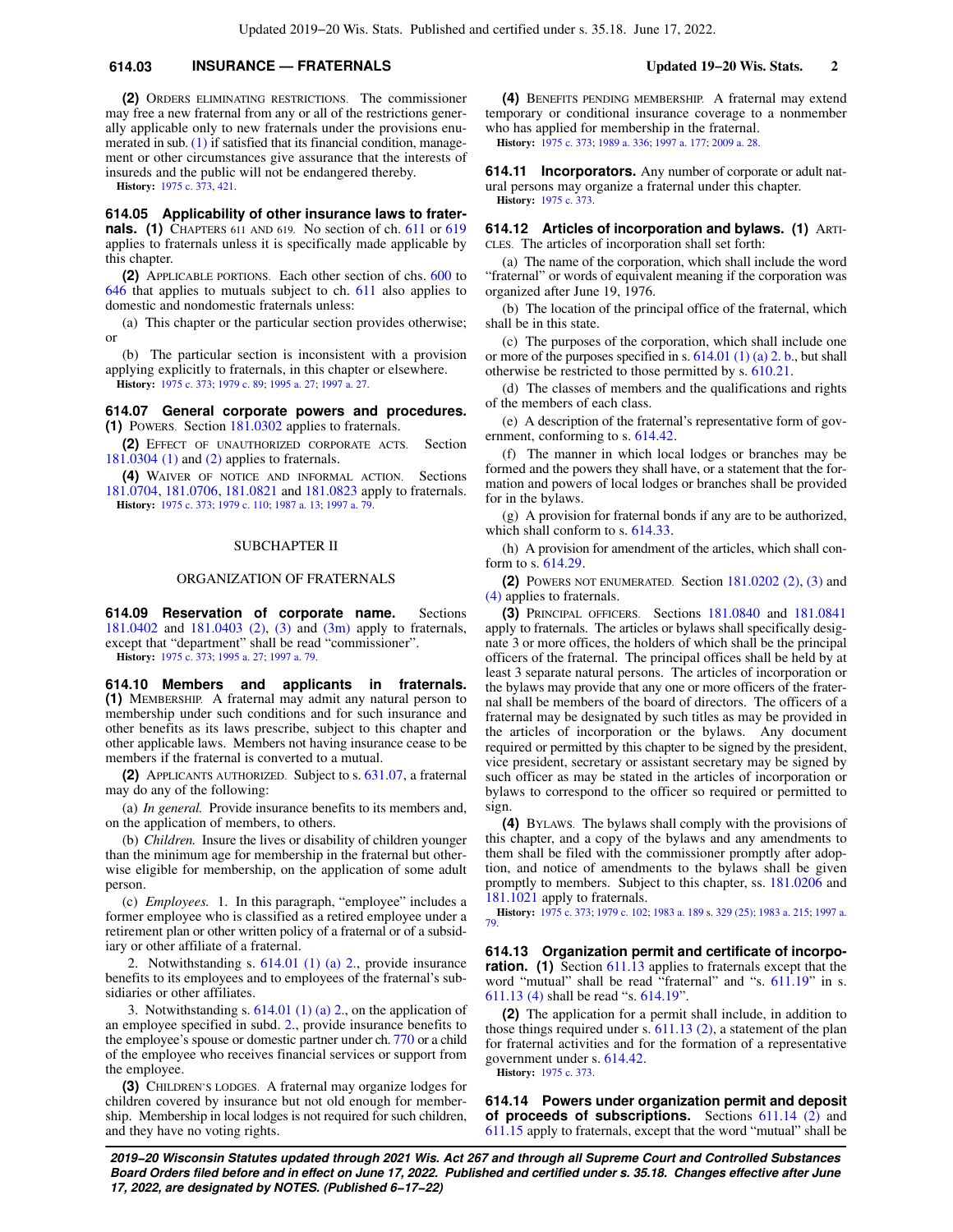**(2)** ORDERS ELIMINATING RESTRICTIONS. The commissioner may free a new fraternal from any or all of the restrictions generally applicable only to new fraternals under the provisions enumerated in sub. (1) if satisfied that its financial condition, management or other circumstances give assurance that the interests of insureds and the public will not be endangered thereby.

**History:** 1975 c. 373, 421.

**614.05 Applicability of other insurance laws to fraternals.** **(1)** CHAPTERS 611 AND 619. No section of ch. 611 or 619 applies to fraternals unless it is specifically made applicable by this chapter.

**(2)** APPLICABLE PORTIONS. Each other section of chs. 600 to 646 that applies to mutuals subject to ch. 611 also applies to domestic and nondomestic fraternals unless:

(a) This chapter or the particular section provides otherwise; or

(b) The particular section is inconsistent with a provision applying explicitly to fraternals, in this chapter or elsewhere.

**History:** 1975 c. 373; 1979 c. 89; 1995 a. 27; 1997 a. 27.

**614.07 General corporate powers and procedures.** **(1)** POWERS. Section 181.0302 applies to fraternals.

**(2)** EFFECT OF UNAUTHORIZED CORPORATE ACTS. Section 181.0304 (1) and (2) applies to fraternals.

**(4)** WAIVER OF NOTICE AND INFORMAL ACTION. Sections 181.0704, 181.0706, 181.0821 and 181.0823 apply to fraternals.

**History:** 1975 c. 373; 1979 c. 110; 1987 a. 13; 1997 a. 79.

## SUBCHAPTER II

## ORGANIZATION OF FRATERNALS

**614.09 Reservation of corporate name.** Sections 181.0402 and 181.0403 (2), (3) and (3m) apply to fraternals, except that "department" shall be read "commissioner".

**History:** 1975 c. 373; 1995 a. 27; 1997 a. 79.

**614.10 Members and applicants in fraternals.** **(1)** MEMBERSHIP. A fraternal may admit any natural person to membership under such conditions and for such insurance and other benefits as its laws prescribe, subject to this chapter and other applicable laws. Members not having insurance cease to be members if the fraternal is converted to a mutual.

**(2)** APPLICANTS AUTHORIZED. Subject to s. 631.07, a fraternal may do any of the following:

(a) *In general.* Provide insurance benefits to its members and, on the application of members, to others.

(b) *Children.* Insure the lives or disability of children younger than the minimum age for membership in the fraternal but otherwise eligible for membership, on the application of some adult person.

(c) *Employees.* 1. In this paragraph, "employee" includes a former employee who is classified as a retired employee under a retirement plan or other written policy of a fraternal or of a subsidiary or other affiliate of a fraternal.

2. Notwithstanding s. 614.01 (1) (a) 2., provide insurance benefits to its employees and to employees of the fraternal's subsidiaries or other affiliates.

3. Notwithstanding s. 614.01 (1) (a) 2., on the application of an employee specified in subd. 2., provide insurance benefits to the employee's spouse or domestic partner under ch. 770 or a child of the employee who receives financial services or support from the employee.

**(3)** CHILDREN'S LODGES. A fraternal may organize lodges for children covered by insurance but not old enough for membership. Membership in local lodges is not required for such children, and they have no voting rights.

**(4)** BENEFITS PENDING MEMBERSHIP. A fraternal may extend temporary or conditional insurance coverage to a nonmember who has applied for membership in the fraternal.

**History:** 1975 c. 373; 1989 a. 336; 1997 a. 177; 2009 a. 28.

**614.11 Incorporators.** Any number of corporate or adult natural persons may organize a fraternal under this chapter.

**History:** 1975 c. 373.

**614.12 Articles of incorporation and bylaws.** **(1)** ARTICLES. The articles of incorporation shall set forth:

(a) The name of the corporation, which shall include the word "fraternal" or words of equivalent meaning if the corporation was organized after June 19, 1976.

(b) The location of the principal office of the fraternal, which shall be in this state.

(c) The purposes of the corporation, which shall include one or more of the purposes specified in s. 614.01 (1) (a) 2. b., but shall otherwise be restricted to those permitted by s. 610.21.

(d) The classes of members and the qualifications and rights of the members of each class.

(e) A description of the fraternal's representative form of government, conforming to s. 614.42.

(f) The manner in which local lodges or branches may be formed and the powers they shall have, or a statement that the formation and powers of local lodges or branches shall be provided for in the bylaws.

(g) A provision for fraternal bonds if any are to be authorized, which shall conform to s. 614.33.

(h) A provision for amendment of the articles, which shall conform to s. 614.29.

**(2)** POWERS NOT ENUMERATED. Section 181.0202 (2), (3) and (4) applies to fraternals.

**(3)** PRINCIPAL OFFICERS. Sections 181.0840 and 181.0841 apply to fraternals. The articles or bylaws shall specifically designate 3 or more offices, the holders of which shall be the principal officers of the fraternal. The principal offices shall be held by at least 3 separate natural persons. The articles of incorporation or the bylaws may provide that any one or more officers of the fraternal shall be members of the board of directors. The officers of a fraternal may be designated by such titles as may be provided in the articles of incorporation or the bylaws. Any document required or permitted by this chapter to be signed by the president, vice president, secretary or assistant secretary may be signed by such officer as may be stated in the articles of incorporation or bylaws to correspond to the officer so required or permitted to sign.

**(4)** BYLAWS. The bylaws shall comply with the provisions of this chapter, and a copy of the bylaws and any amendments to them shall be filed with the commissioner promptly after adoption, and notice of amendments to the bylaws shall be given promptly to members. Subject to this chapter, ss. 181.0206 and 181.1021 apply to fraternals.

**History:** 1975 c. 373; 1979 c. 102; 1983 a. 189 s. 329 (25); 1983 a. 215; 1997 a. 79.

**614.13 Organization permit and certificate of incorporation.** **(1)** Section 611.13 applies to fraternals except that the word "mutual" shall be read "fraternal" and "s. 611.19" in s. 611.13 (4) shall be read "s. 614.19".

**(2)** The application for a permit shall include, in addition to those things required under s. 611.13 (2), a statement of the plan for fraternal activities and for the formation of a representative government under s. 614.42.

**History:** 1975 c. 373.

**614.14 Powers under organization permit and deposit of proceeds of subscriptions.** Sections 611.14 (2) and 611.15 apply to fraternals, except that the word "mutual" shall be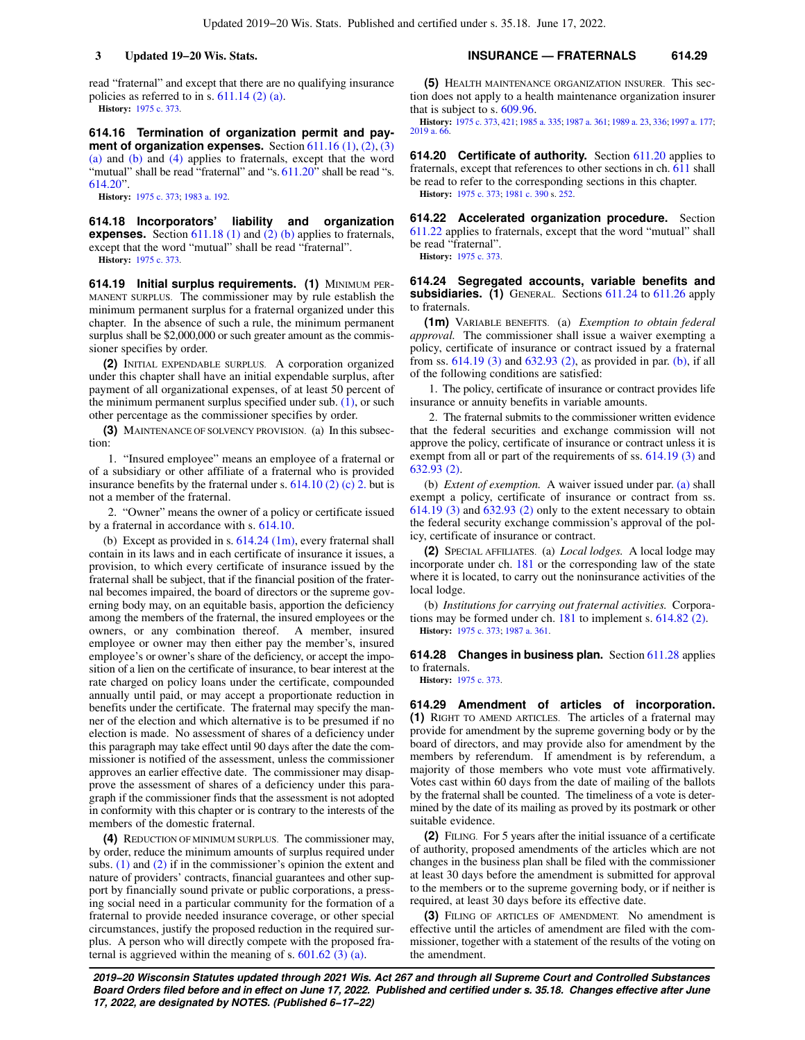read "fraternal" and except that there are no qualifying insurance policies as referred to in s. 611.14 (2) (a).

**History:** 1975 c. 373.

**614.16 Termination of organization permit and payment of organization expenses.** Section 611.16 (1), (2), (3) (a) and (b) and (4) applies to fraternals, except that the word "mutual" shall be read "fraternal" and "s. 611.20" shall be read "s. 614.20".

**History:** 1975 c. 373; 1983 a. 192.

**614.18 Incorporators' liability and organization expenses.** Section 611.18 (1) and (2) (b) applies to fraternals, except that the word "mutual" shall be read "fraternal".

**History:** 1975 c. 373.

**614.19 Initial surplus requirements.** **(1)** MINIMUM PERMANENT SURPLUS. The commissioner may by rule establish the minimum permanent surplus for a fraternal organized under this chapter. In the absence of such a rule, the minimum permanent surplus shall be $2,000,000 or such greater amount as the commissioner specifies by order.

**(2)** INITIAL EXPENDABLE SURPLUS. A corporation organized under this chapter shall have an initial expendable surplus, after payment of all organizational expenses, of at least 50 percent of the minimum permanent surplus specified under sub. (1), or such other percentage as the commissioner specifies by order.

**(3)** MAINTENANCE OF SOLVENCY PROVISION. (a) In this subsection:

1. "Insured employee" means an employee of a fraternal or of a subsidiary or other affiliate of a fraternal who is provided insurance benefits by the fraternal under s. 614.10 (2) (c) 2. but is not a member of the fraternal.

2. "Owner" means the owner of a policy or certificate issued by a fraternal in accordance with s. 614.10.

(b) Except as provided in s. 614.24 (1m), every fraternal shall contain in its laws and in each certificate of insurance it issues, a provision, to which every certificate of insurance issued by the fraternal shall be subject, that if the financial position of the fraternal becomes impaired, the board of directors or the supreme governing body may, on an equitable basis, apportion the deficiency among the members of the fraternal, the insured employees or the owners, or any combination thereof. A member, insured employee or owner may then either pay the member's, insured employee's or owner's share of the deficiency, or accept the imposition of a lien on the certificate of insurance, to bear interest at the rate charged on policy loans under the certificate, compounded annually until paid, or may accept a proportionate reduction in benefits under the certificate. The fraternal may specify the manner of the election and which alternative is to be presumed if no election is made. No assessment of shares of a deficiency under this paragraph may take effect until 90 days after the date the commissioner is notified of the assessment, unless the commissioner approves an earlier effective date. The commissioner may disapprove the assessment of shares of a deficiency under this paragraph if the commissioner finds that the assessment is not adopted in conformity with this chapter or is contrary to the interests of the members of the domestic fraternal.

**(4)** REDUCTION OF MINIMUM SURPLUS. The commissioner may, by order, reduce the minimum amounts of surplus required under subs. (1) and (2) if in the commissioner's opinion the extent and nature of providers' contracts, financial guarantees and other support by financially sound private or public corporations, a pressing social need in a particular community for the formation of a fraternal to provide needed insurance coverage, or other special circumstances, justify the proposed reduction in the required surplus. A person who will directly compete with the proposed fraternal is aggrieved within the meaning of s. 601.62 (3) (a).

**(5)** HEALTH MAINTENANCE ORGANIZATION INSURER. This section does not apply to a health maintenance organization insurer that is subject to s. 609.96.

**History:** 1975 c. 373, 421; 1985 a. 335; 1987 a. 361; 1989 a. 23, 336; 1997 a. 177; 2019 a. 66.

**614.20 Certificate of authority.** Section 611.20 applies to fraternals, except that references to other sections in ch. 611 shall be read to refer to the corresponding sections in this chapter.

**History:** 1975 c. 373; 1981 c. 390 s. 252.

**614.22 Accelerated organization procedure.** Section 611.22 applies to fraternals, except that the word "mutual" shall be read "fraternal".

**History:** 1975 c. 373.

**614.24 Segregated accounts, variable benefits and subsidiaries.** **(1)** GENERAL. Sections 611.24 to 611.26 apply to fraternals.

**(1m)** VARIABLE BENEFITS. (a) *Exemption to obtain federal approval.* The commissioner shall issue a waiver exempting a policy, certificate of insurance or contract issued by a fraternal from ss. 614.19 (3) and 632.93 (2), as provided in par. (b), if all of the following conditions are satisfied:

1. The policy, certificate of insurance or contract provides life insurance or annuity benefits in variable amounts.

2. The fraternal submits to the commissioner written evidence that the federal securities and exchange commission will not approve the policy, certificate of insurance or contract unless it is exempt from all or part of the requirements of ss. 614.19 (3) and 632.93 (2).

(b) *Extent of exemption.* A waiver issued under par. (a) shall exempt a policy, certificate of insurance or contract from ss. 614.19 (3) and 632.93 (2) only to the extent necessary to obtain the federal security exchange commission's approval of the policy, certificate of insurance or contract.

**(2)** SPECIAL AFFILIATES. (a) *Local lodges.* A local lodge may incorporate under ch. 181 or the corresponding law of the state where it is located, to carry out the noninsurance activities of the local lodge.

(b) *Institutions for carrying out fraternal activities.* Corporations may be formed under ch. 181 to implement s. 614.82 (2).

**History:** 1975 c. 373; 1987 a. 361.

**614.28 Changes in business plan.** Section 611.28 applies to fraternals.

**History:** 1975 c. 373.

**614.29 Amendment of articles of incorporation.** **(1)** RIGHT TO AMEND ARTICLES. The articles of a fraternal may provide for amendment by the supreme governing body or by the board of directors, and may provide also for amendment by the members by referendum. If amendment is by referendum, a majority of those members who vote must vote affirmatively. Votes cast within 60 days from the date of mailing of the ballots by the fraternal shall be counted. The timeliness of a vote is determined by the date of its mailing as proved by its postmark or other suitable evidence.

**(2)** FILING. For 5 years after the initial issuance of a certificate of authority, proposed amendments of the articles which are not changes in the business plan shall be filed with the commissioner at least 30 days before the amendment is submitted for approval to the members or to the supreme governing body, or if neither is required, at least 30 days before its effective date.

**(3)** FILING OF ARTICLES OF AMENDMENT. No amendment is effective until the articles of amendment are filed with the commissioner, together with a statement of the results of the voting on the amendment.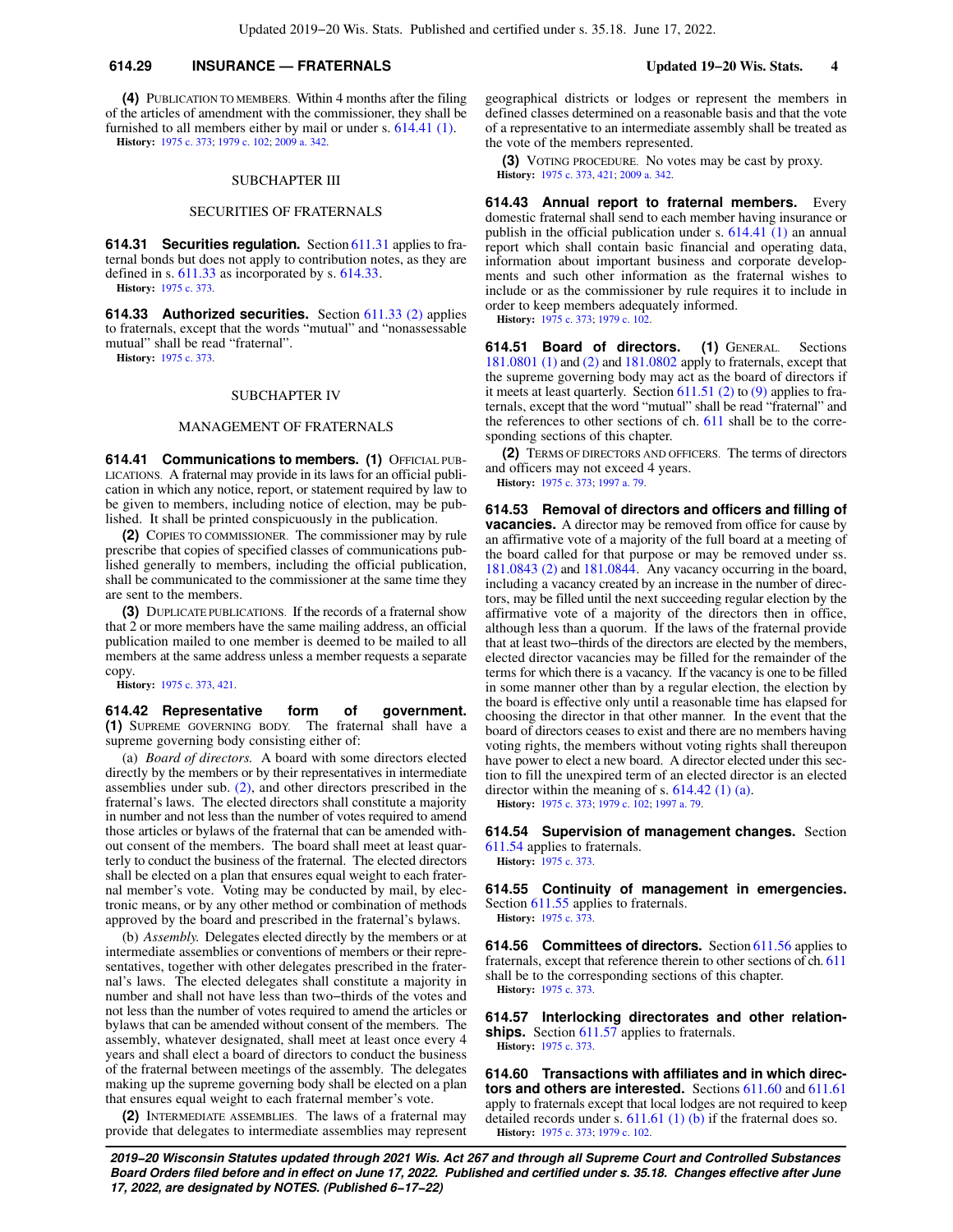**(4)** PUBLICATION TO MEMBERS. Within 4 months after the filing of the articles of amendment with the commissioner, they shall be furnished to all members either by mail or under s. 614.41 (1).

**History:** 1975 c. 373; 1979 c. 102; 2009 a. 342.

## SUBCHAPTER III

## SECURITIES OF FRATERNALS

**614.31 Securities regulation.** Section 611.31 applies to fraternal bonds but does not apply to contribution notes, as they are defined in s. 611.33 as incorporated by s. 614.33.

**History:** 1975 c. 373.

**614.33 Authorized securities.** Section 611.33 (2) applies to fraternals, except that the words "mutual" and "nonassessable mutual" shall be read "fraternal".

**History:** 1975 c. 373.

## SUBCHAPTER IV

## MANAGEMENT OF FRATERNALS

**614.41 Communications to members. (1)** OFFICIAL PUBLICATIONS. A fraternal may provide in its laws for an official publication in which any notice, report, or statement required by law to be given to members, including notice of election, may be published. It shall be printed conspicuously in the publication.

**(2)** COPIES TO COMMISSIONER. The commissioner may by rule prescribe that copies of specified classes of communications published generally to members, including the official publication, shall be communicated to the commissioner at the same time they are sent to the members.

**(3)** DUPLICATE PUBLICATIONS. If the records of a fraternal show that 2 or more members have the same mailing address, an official publication mailed to one member is deemed to be mailed to all members at the same address unless a member requests a separate copy.

**History:** 1975 c. 373, 421.

**614.42 Representative form of government. (1)** SUPREME GOVERNING BODY. The fraternal shall have a supreme governing body consisting either of:

(a) *Board of directors.* A board with some directors elected directly by the members or by their representatives in intermediate assemblies under sub. (2), and other directors prescribed in the fraternal's laws. The elected directors shall constitute a majority in number and not less than the number of votes required to amend those articles or bylaws of the fraternal that can be amended without consent of the members. The board shall meet at least quarterly to conduct the business of the fraternal. The elected directors shall be elected on a plan that ensures equal weight to each fraternal member's vote. Voting may be conducted by mail, by electronic means, or by any other method or combination of methods approved by the board and prescribed in the fraternal's bylaws.

(b) *Assembly.* Delegates elected directly by the members or at intermediate assemblies or conventions of members or their representatives, together with other delegates prescribed in the fraternal's laws. The elected delegates shall constitute a majority in number and shall not have less than two−thirds of the votes and not less than the number of votes required to amend the articles or bylaws that can be amended without consent of the members. The assembly, whatever designated, shall meet at least once every 4 years and shall elect a board of directors to conduct the business of the fraternal between meetings of the assembly. The delegates making up the supreme governing body shall be elected on a plan that ensures equal weight to each fraternal member's vote.

**(2)** INTERMEDIATE ASSEMBLIES. The laws of a fraternal may provide that delegates to intermediate assemblies may represent geographical districts or lodges or represent the members in defined classes determined on a reasonable basis and that the vote of a representative to an intermediate assembly shall be treated as the vote of the members represented.

**(3)** VOTING PROCEDURE. No votes may be cast by proxy.

**History:** 1975 c. 373, 421; 2009 a. 342.

**614.43 Annual report to fraternal members.** Every domestic fraternal shall send to each member having insurance or publish in the official publication under s. 614.41 (1) an annual report which shall contain basic financial and operating data, information about important business and corporate developments and such other information as the fraternal wishes to include or as the commissioner by rule requires it to include in order to keep members adequately informed.

**History:** 1975 c. 373; 1979 c. 102.

**614.51 Board of directors. (1)** GENERAL. Sections 181.0801 (1) and (2) and 181.0802 apply to fraternals, except that the supreme governing body may act as the board of directors if it meets at least quarterly. Section 611.51 (2) to (9) applies to fraternals, except that the word "mutual" shall be read "fraternal" and the references to other sections of ch. 611 shall be to the corresponding sections of this chapter.

**(2)** TERMS OF DIRECTORS AND OFFICERS. The terms of directors and officers may not exceed 4 years.

**History:** 1975 c. 373; 1997 a. 79.

**614.53 Removal of directors and officers and filling of vacancies.** A director may be removed from office for cause by an affirmative vote of a majority of the full board at a meeting of the board called for that purpose or may be removed under ss. 181.0843 (2) and 181.0844. Any vacancy occurring in the board, including a vacancy created by an increase in the number of directors, may be filled until the next succeeding regular election by the affirmative vote of a majority of the directors then in office, although less than a quorum. If the laws of the fraternal provide that at least two−thirds of the directors are elected by the members, elected director vacancies may be filled for the remainder of the terms for which there is a vacancy. If the vacancy is one to be filled in some manner other than by a regular election, the election by the board is effective only until a reasonable time has elapsed for choosing the director in that other manner. In the event that the board of directors ceases to exist and there are no members having voting rights, the members without voting rights shall thereupon have power to elect a new board. A director elected under this section to fill the unexpired term of an elected director is an elected director within the meaning of s. 614.42 (1) (a).

**History:** 1975 c. 373; 1979 c. 102; 1997 a. 79.

**614.54 Supervision of management changes.** Section 611.54 applies to fraternals.

**History:** 1975 c. 373.

**614.55 Continuity of management in emergencies.** Section 611.55 applies to fraternals.

**History:** 1975 c. 373.

**614.56 Committees of directors.** Section 611.56 applies to fraternals, except that reference therein to other sections of ch. 611 shall be to the corresponding sections of this chapter.

**History:** 1975 c. 373.

**614.57 Interlocking directorates and other relationships.** Section 611.57 applies to fraternals.

**History:** 1975 c. 373.

**614.60 Transactions with affiliates and in which directors and others are interested.** Sections 611.60 and 611.61 apply to fraternals except that local lodges are not required to keep detailed records under s. 611.61 (1) (b) if the fraternal does so.

**History:** 1975 c. 373; 1979 c. 102.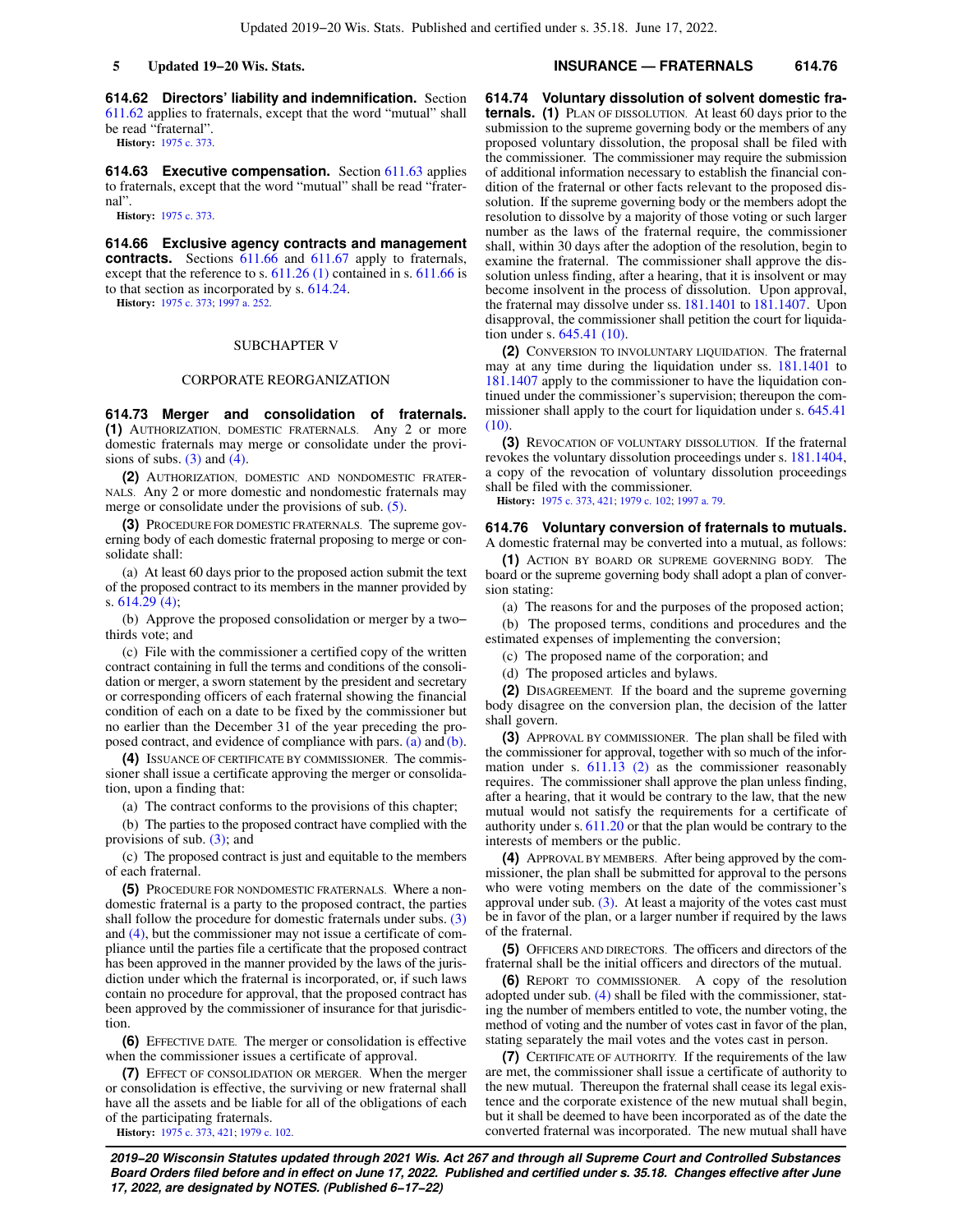**614.62 Directors' liability and indemnification.** Section 611.62 applies to fraternals, except that the word "mutual" shall be read "fraternal".

**History:** 1975 c. 373.

**614.63 Executive compensation.** Section 611.63 applies to fraternals, except that the word "mutual" shall be read "fraternal".

**History:** 1975 c. 373.

**614.66 Exclusive agency contracts and management contracts.** Sections 611.66 and 611.67 apply to fraternals, except that the reference to s. 611.26 (1) contained in s. 611.66 is to that section as incorporated by s. 614.24.

**History:** 1975 c. 373; 1997 a. 252.

## SUBCHAPTER V

## CORPORATE REORGANIZATION

**614.73 Merger and consolidation of fraternals.** **(1)** AUTHORIZATION, DOMESTIC FRATERNALS. Any 2 or more domestic fraternals may merge or consolidate under the provisions of subs. (3) and (4).

**(2)** AUTHORIZATION, DOMESTIC AND NONDOMESTIC FRATERNALS. Any 2 or more domestic and nondomestic fraternals may merge or consolidate under the provisions of sub. (5).

**(3)** PROCEDURE FOR DOMESTIC FRATERNALS. The supreme governing body of each domestic fraternal proposing to merge or consolidate shall:

(a) At least 60 days prior to the proposed action submit the text of the proposed contract to its members in the manner provided by s. 614.29 (4);

(b) Approve the proposed consolidation or merger by a two–thirds vote; and

(c) File with the commissioner a certified copy of the written contract containing in full the terms and conditions of the consolidation or merger, a sworn statement by the president and secretary or corresponding officers of each fraternal showing the financial condition of each on a date to be fixed by the commissioner but no earlier than the December 31 of the year preceding the proposed contract, and evidence of compliance with pars. (a) and (b).

**(4)** ISSUANCE OF CERTIFICATE BY COMMISSIONER. The commissioner shall issue a certificate approving the merger or consolidation, upon a finding that:

(a) The contract conforms to the provisions of this chapter;

(b) The parties to the proposed contract have complied with the provisions of sub. (3); and

(c) The proposed contract is just and equitable to the members of each fraternal.

**(5)** PROCEDURE FOR NONDOMESTIC FRATERNALS. Where a nondomestic fraternal is a party to the proposed contract, the parties shall follow the procedure for domestic fraternals under subs. (3) and (4), but the commissioner may not issue a certificate of compliance until the parties file a certificate that the proposed contract has been approved in the manner provided by the laws of the jurisdiction under which the fraternal is incorporated, or, if such laws contain no procedure for approval, that the proposed contract has been approved by the commissioner of insurance for that jurisdiction.

**(6)** EFFECTIVE DATE. The merger or consolidation is effective when the commissioner issues a certificate of approval.

**(7)** EFFECT OF CONSOLIDATION OR MERGER. When the merger or consolidation is effective, the surviving or new fraternal shall have all the assets and be liable for all of the obligations of each of the participating fraternals.

**History:** 1975 c. 373, 421; 1979 c. 102.

**614.74 Voluntary dissolution of solvent domestic fraternals.** **(1)** PLAN OF DISSOLUTION. At least 60 days prior to the submission to the supreme governing body or the members of any proposed voluntary dissolution, the proposal shall be filed with the commissioner. The commissioner may require the submission of additional information necessary to establish the financial condition of the fraternal or other facts relevant to the proposed dissolution. If the supreme governing body or the members adopt the resolution to dissolve by a majority of those voting or such larger number as the laws of the fraternal require, the commissioner shall, within 30 days after the adoption of the resolution, begin to examine the fraternal. The commissioner shall approve the dissolution unless finding, after a hearing, that it is insolvent or may become insolvent in the process of dissolution. Upon approval, the fraternal may dissolve under ss. 181.1401 to 181.1407. Upon disapproval, the commissioner shall petition the court for liquidation under s. 645.41 (10).

**(2)** CONVERSION TO INVOLUNTARY LIQUIDATION. The fraternal may at any time during the liquidation under ss. 181.1401 to 181.1407 apply to the commissioner to have the liquidation continued under the commissioner's supervision; thereupon the commissioner shall apply to the court for liquidation under s. 645.41 (10).

**(3)** REVOCATION OF VOLUNTARY DISSOLUTION. If the fraternal revokes the voluntary dissolution proceedings under s. 181.1404, a copy of the revocation of voluntary dissolution proceedings shall be filed with the commissioner.

**History:** 1975 c. 373, 421; 1979 c. 102; 1997 a. 79.

**614.76 Voluntary conversion of fraternals to mutuals.** A domestic fraternal may be converted into a mutual, as follows:

**(1)** ACTION BY BOARD OR SUPREME GOVERNING BODY. The board or the supreme governing body shall adopt a plan of conversion stating:

(a) The reasons for and the purposes of the proposed action;

(b) The proposed terms, conditions and procedures and the estimated expenses of implementing the conversion;

(c) The proposed name of the corporation; and

(d) The proposed articles and bylaws.

**(2)** DISAGREEMENT. If the board and the supreme governing body disagree on the conversion plan, the decision of the latter shall govern.

**(3)** APPROVAL BY COMMISSIONER. The plan shall be filed with the commissioner for approval, together with so much of the information under s. 611.13 (2) as the commissioner reasonably requires. The commissioner shall approve the plan unless finding, after a hearing, that it would be contrary to the law, that the new mutual would not satisfy the requirements for a certificate of authority under s. 611.20 or that the plan would be contrary to the interests of members or the public.

**(4)** APPROVAL BY MEMBERS. After being approved by the commissioner, the plan shall be submitted for approval to the persons who were voting members on the date of the commissioner's approval under sub. (3). At least a majority of the votes cast must be in favor of the plan, or a larger number if required by the laws of the fraternal.

**(5)** OFFICERS AND DIRECTORS. The officers and directors of the fraternal shall be the initial officers and directors of the mutual.

**(6)** REPORT TO COMMISSIONER. A copy of the resolution adopted under sub. (4) shall be filed with the commissioner, stating the number of members entitled to vote, the number voting, the method of voting and the number of votes cast in favor of the plan, stating separately the mail votes and the votes cast in person.

**(7)** CERTIFICATE OF AUTHORITY. If the requirements of the law are met, the commissioner shall issue a certificate of authority to the new mutual. Thereupon the fraternal shall cease its legal existence and the corporate existence of the new mutual shall begin, but it shall be deemed to have been incorporated as of the date the converted fraternal was incorporated. The new mutual shall have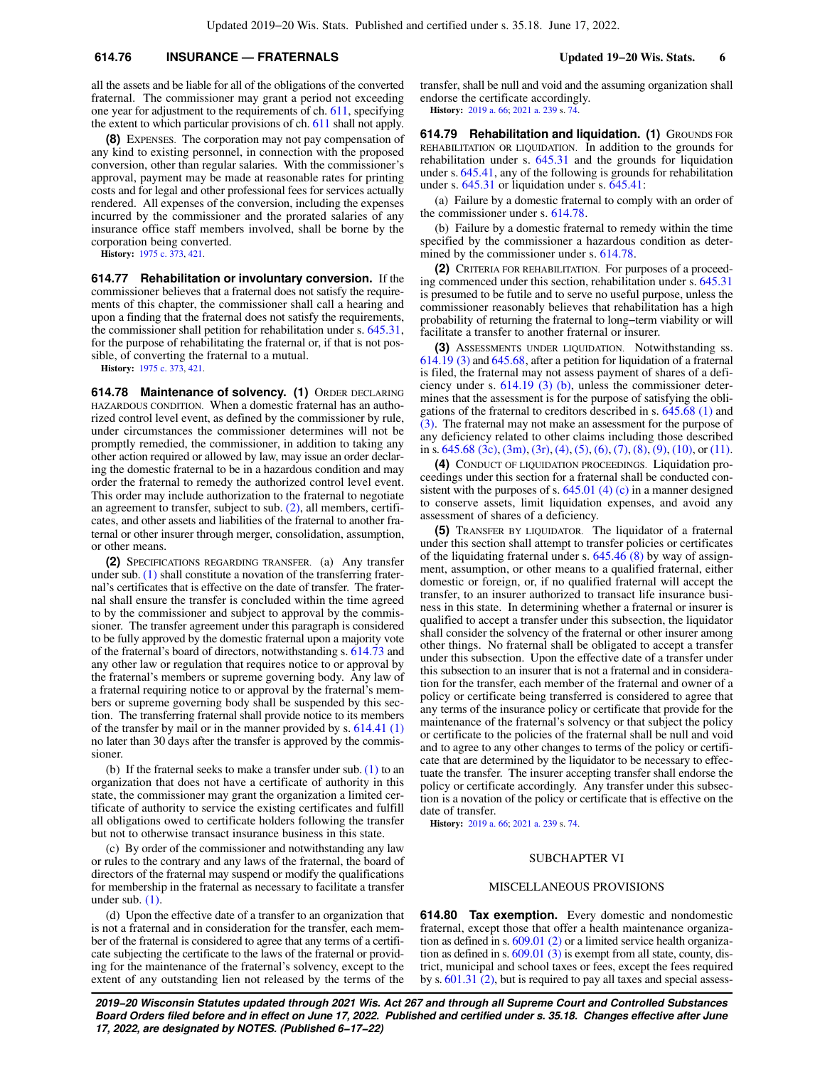all the assets and be liable for all of the obligations of the converted fraternal. The commissioner may grant a period not exceeding one year for adjustment to the requirements of ch. 611, specifying the extent to which particular provisions of ch. 611 shall not apply.

**(8)** EXPENSES. The corporation may not pay compensation of any kind to existing personnel, in connection with the proposed conversion, other than regular salaries. With the commissioner's approval, payment may be made at reasonable rates for printing costs and for legal and other professional fees for services actually rendered. All expenses of the conversion, including the expenses incurred by the commissioner and the prorated salaries of any insurance office staff members involved, shall be borne by the corporation being converted.

**History:** 1975 c. 373, 421.

**614.77 Rehabilitation or involuntary conversion.** If the commissioner believes that a fraternal does not satisfy the requirements of this chapter, the commissioner shall call a hearing and upon a finding that the fraternal does not satisfy the requirements, the commissioner shall petition for rehabilitation under s. 645.31, for the purpose of rehabilitating the fraternal or, if that is not possible, of converting the fraternal to a mutual.

**History:** 1975 c. 373, 421.

**614.78 Maintenance of solvency. (1)** ORDER DECLARING HAZARDOUS CONDITION. When a domestic fraternal has an authorized control level event, as defined by the commissioner by rule, under circumstances the commissioner determines will not be promptly remedied, the commissioner, in addition to taking any other action required or allowed by law, may issue an order declaring the domestic fraternal to be in a hazardous condition and may order the fraternal to remedy the authorized control level event. This order may include authorization to the fraternal to negotiate an agreement to transfer, subject to sub. (2), all members, certificates, and other assets and liabilities of the fraternal to another fraternal or other insurer through merger, consolidation, assumption, or other means.

**(2)** SPECIFICATIONS REGARDING TRANSFER. (a) Any transfer under sub. (1) shall constitute a novation of the transferring fraternal's certificates that is effective on the date of transfer. The fraternal shall ensure the transfer is concluded within the time agreed to by the commissioner and subject to approval by the commissioner. The transfer agreement under this paragraph is considered to be fully approved by the domestic fraternal upon a majority vote of the fraternal's board of directors, notwithstanding s. 614.73 and any other law or regulation that requires notice to or approval by the fraternal's members or supreme governing body. Any law of a fraternal requiring notice to or approval by the fraternal's members or supreme governing body shall be suspended by this section. The transferring fraternal shall provide notice to its members of the transfer by mail or in the manner provided by s. 614.41 (1) no later than 30 days after the transfer is approved by the commissioner.

(b) If the fraternal seeks to make a transfer under sub. (1) to an organization that does not have a certificate of authority in this state, the commissioner may grant the organization a limited certificate of authority to service the existing certificates and fulfill all obligations owed to certificate holders following the transfer but not to otherwise transact insurance business in this state.

(c) By order of the commissioner and notwithstanding any law or rules to the contrary and any laws of the fraternal, the board of directors of the fraternal may suspend or modify the qualifications for membership in the fraternal as necessary to facilitate a transfer under sub. (1).

(d) Upon the effective date of a transfer to an organization that is not a fraternal and in consideration for the transfer, each member of the fraternal is considered to agree that any terms of a certificate subjecting the certificate to the laws of the fraternal or providing for the maintenance of the fraternal's solvency, except to the extent of any outstanding lien not released by the terms of the transfer, shall be null and void and the assuming organization shall endorse the certificate accordingly.

**History:** 2019 a. 66; 2021 a. 239 s. 74.

**614.79 Rehabilitation and liquidation. (1)** GROUNDS FOR REHABILITATION OR LIQUIDATION. In addition to the grounds for rehabilitation under s. 645.31 and the grounds for liquidation under s. 645.41, any of the following is grounds for rehabilitation under s. 645.31 or liquidation under s. 645.41:

(a) Failure by a domestic fraternal to comply with an order of the commissioner under s. 614.78.

(b) Failure by a domestic fraternal to remedy within the time specified by the commissioner a hazardous condition as determined by the commissioner under s. 614.78.

**(2)** CRITERIA FOR REHABILITATION. For purposes of a proceeding commenced under this section, rehabilitation under s. 645.31 is presumed to be futile and to serve no useful purpose, unless the commissioner reasonably believes that rehabilitation has a high probability of returning the fraternal to long–term viability or will facilitate a transfer to another fraternal or insurer.

**(3)** ASSESSMENTS UNDER LIQUIDATION. Notwithstanding ss. 614.19 (3) and 645.68, after a petition for liquidation of a fraternal is filed, the fraternal may not assess payment of shares of a deficiency under s. 614.19 (3) (b), unless the commissioner determines that the assessment is for the purpose of satisfying the obligations of the fraternal to creditors described in s. 645.68 (1) and (3). The fraternal may not make an assessment for the purpose of any deficiency related to other claims including those described in s. 645.68 (3c), (3m), (3r), (4), (5), (6), (7), (8), (9), (10), or (11).

**(4)** CONDUCT OF LIQUIDATION PROCEEDINGS. Liquidation proceedings under this section for a fraternal shall be conducted consistent with the purposes of s. 645.01 (4) (c) in a manner designed to conserve assets, limit liquidation expenses, and avoid any assessment of shares of a deficiency.

**(5)** TRANSFER BY LIQUIDATOR. The liquidator of a fraternal under this section shall attempt to transfer policies or certificates of the liquidating fraternal under s. 645.46 (8) by way of assignment, assumption, or other means to a qualified fraternal, either domestic or foreign, or, if no qualified fraternal will accept the transfer, to an insurer authorized to transact life insurance business in this state. In determining whether a fraternal or insurer is qualified to accept a transfer under this subsection, the liquidator shall consider the solvency of the fraternal or other insurer among other things. No fraternal shall be obligated to accept a transfer under this subsection. Upon the effective date of a transfer under this subsection to an insurer that is not a fraternal and in consideration for the transfer, each member of the fraternal and owner of a policy or certificate being transferred is considered to agree that any terms of the insurance policy or certificate that provide for the maintenance of the fraternal's solvency or that subject the policy or certificate to the policies of the fraternal shall be null and void and to agree to any other changes to terms of the policy or certificate that are determined by the liquidator to be necessary to effectuate the transfer. The insurer accepting transfer shall endorse the policy or certificate accordingly. Any transfer under this subsection is a novation of the policy or certificate that is effective on the date of transfer.

**History:** 2019 a. 66; 2021 a. 239 s. 74.

## SUBCHAPTER VI

## MISCELLANEOUS PROVISIONS

**614.80 Tax exemption.** Every domestic and nondomestic fraternal, except those that offer a health maintenance organization as defined in s. 609.01 (2) or a limited service health organization as defined in s. 609.01 (3) is exempt from all state, county, district, municipal and school taxes or fees, except the fees required by s. 601.31 (2), but is required to pay all taxes and special assess-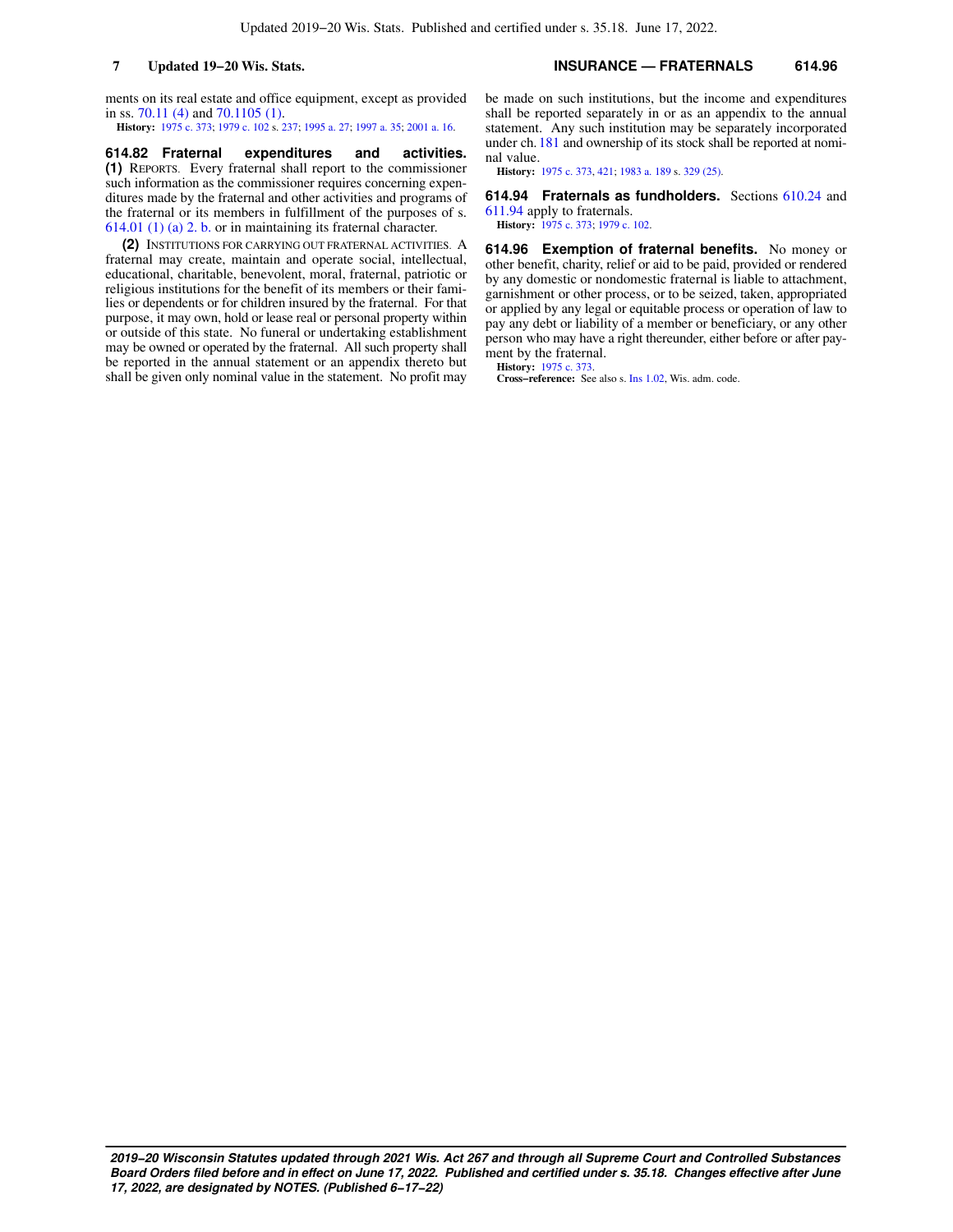ments on its real estate and office equipment, except as provided in ss. 70.11 (4) and 70.1105 (1).

**History:** 1975 c. 373; 1979 c. 102 s. 237; 1995 a. 27; 1997 a. 35; 2001 a. 16.

**614.82 Fraternal expenditures and activities.** **(1)** REPORTS. Every fraternal shall report to the commissioner such information as the commissioner requires concerning expenditures made by the fraternal and other activities and programs of the fraternal or its members in fulfillment of the purposes of s. 614.01 (1) (a) 2. b. or in maintaining its fraternal character.

**(2)** INSTITUTIONS FOR CARRYING OUT FRATERNAL ACTIVITIES. A fraternal may create, maintain and operate social, intellectual, educational, charitable, benevolent, moral, fraternal, patriotic or religious institutions for the benefit of its members or their families or dependents or for children insured by the fraternal. For that purpose, it may own, hold or lease real or personal property within or outside of this state. No funeral or undertaking establishment may be owned or operated by the fraternal. All such property shall be reported in the annual statement or an appendix thereto but shall be given only nominal value in the statement. No profit may be made on such institutions, but the income and expenditures shall be reported separately in or as an appendix to the annual statement. Any such institution may be separately incorporated under ch. 181 and ownership of its stock shall be reported at nominal value.

**History:** 1975 c. 373, 421; 1983 a. 189 s. 329 (25).

**614.94 Fraternals as fundholders.** Sections 610.24 and 611.94 apply to fraternals.

**History:** 1975 c. 373; 1979 c. 102.

**614.96 Exemption of fraternal benefits.** No money or other benefit, charity, relief or aid to be paid, provided or rendered by any domestic or nondomestic fraternal is liable to attachment, garnishment or other process, or to be seized, taken, appropriated or applied by any legal or equitable process or operation of law to pay any debt or liability of a member or beneficiary, or any other person who may have a right thereunder, either before or after payment by the fraternal.

**History:** 1975 c. 373.

**Cross-reference:** See also s. Ins 1.02, Wis. adm. code.